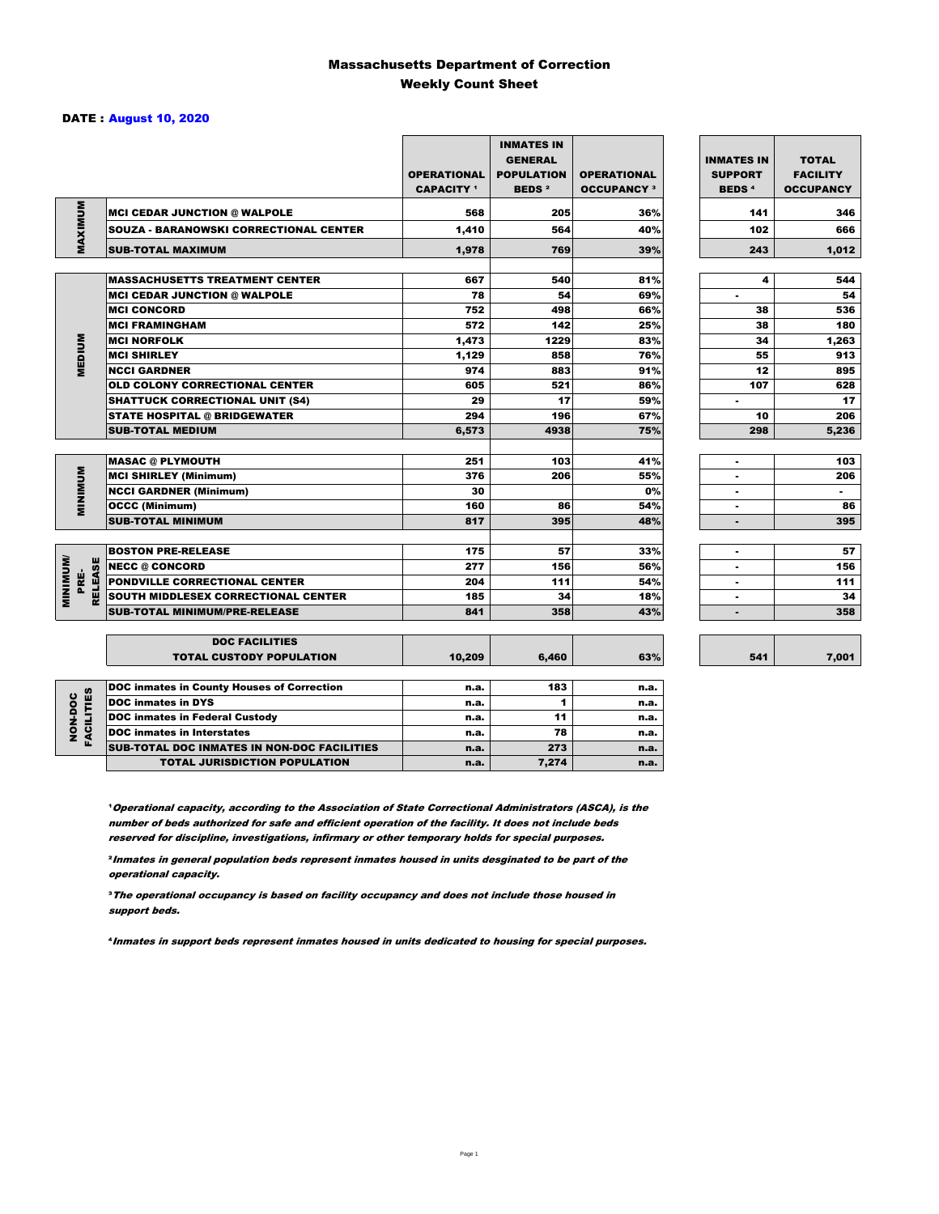# Massachusetts Department of Correction
## Weekly Count Sheet

**DATE : August 10, 2020**

| | | OPERATIONAL CAPACITY [1] | INMATES IN GENERAL POPULATION BEDS [2] | OPERATIONAL OCCUPANCY [3] | INMATES IN SUPPORT BEDS [4] | TOTAL FACILITY OCCUPANCY |
|---|---|---|---|---|---|---|
| MAXIMUM | MCI CEDAR JUNCTION @ WALPOLE | 568 | 205 | 36% | 141 | 346 |
| | SOUZA - BARANOWSKI CORRECTIONAL CENTER | 1,410 | 564 | 40% | 102 | 666 |
| | SUB-TOTAL MAXIMUM | 1,978 | 769 | 39% | 243 | 1,012 |
| MEDIUM | MASSACHUSETTS TREATMENT CENTER | 667 | 540 | 81% | 4 | 544 |
| | MCI CEDAR JUNCTION @ WALPOLE | 78 | 54 | 69% | - | 54 |
| | MCI CONCORD | 752 | 498 | 66% | 38 | 536 |
| | MCI FRAMINGHAM | 572 | 142 | 25% | 38 | 180 |
| | MCI NORFOLK | 1,473 | 1229 | 83% | 34 | 1,263 |
| | MCI SHIRLEY | 1,129 | 858 | 76% | 55 | 913 |
| | NCCI GARDNER | 974 | 883 | 91% | 12 | 895 |
| | OLD COLONY CORRECTIONAL CENTER | 605 | 521 | 86% | 107 | 628 |
| | SHATTUCK CORRECTIONAL UNIT (S4) | 29 | 17 | 59% | - | 17 |
| | STATE HOSPITAL @ BRIDGEWATER | 294 | 196 | 67% | 10 | 206 |
| | SUB-TOTAL MEDIUM | 6,573 | 4938 | 75% | 298 | 5,236 |
| MINIMUM | MASAC @ PLYMOUTH | 251 | 103 | 41% | - | 103 |
| | MCI SHIRLEY (Minimum) | 376 | 206 | 55% | - | 206 |
| | NCCI GARDNER (Minimum) | 30 | | 0% | - | - |
| | OCCC (Minimum) | 160 | 86 | 54% | - | 86 |
| | SUB-TOTAL MINIMUM | 817 | 395 | 48% | - | 395 |
| MINIMUM/ PRE-RELEASE | BOSTON PRE-RELEASE | 175 | 57 | 33% | - | 57 |
| | NECC @ CONCORD | 277 | 156 | 56% | - | 156 |
| | PONDVILLE CORRECTIONAL CENTER | 204 | 111 | 54% | - | 111 |
| | SOUTH MIDDLESEX CORRECTIONAL CENTER | 185 | 34 | 18% | - | 34 |
| | SUB-TOTAL MINIMUM/PRE-RELEASE | 841 | 358 | 43% | - | 358 |
| | DOC FACILITIES TOTAL CUSTODY POPULATION | 10,209 | 6,460 | 63% | 541 | 7,001 |
| NON-DOC FACILITIES | DOC inmates in County Houses of Correction | n.a. | 183 | n.a. | | |
| | DOC inmates in DYS | n.a. | 1 | n.a. | | |
| | DOC inmates in Federal Custody | n.a. | 11 | n.a. | | |
| | DOC inmates in Interstates | n.a. | 78 | n.a. | | |
| | SUB-TOTAL DOC INMATES IN NON-DOC FACILITIES | n.a. | 273 | n.a. | | |
| | TOTAL JURISDICTION POPULATION | n.a. | 7,274 | n.a. | | |

[1] *Operational capacity, according to the Association of State Correctional Administrators (ASCA), is the number of beds authorized for safe and efficient operation of the facility. It does not include beds reserved for discipline, investigations, infirmary or other temporary holds for special purposes.*

[2] *Inmates in general population beds represent inmates housed in units desginated to be part of the operational capacity.*

[3] *The operational occupancy is based on facility occupancy and does not include those housed in support beds.*

[4] *Inmates in support beds represent inmates housed in units dedicated to housing for special purposes.*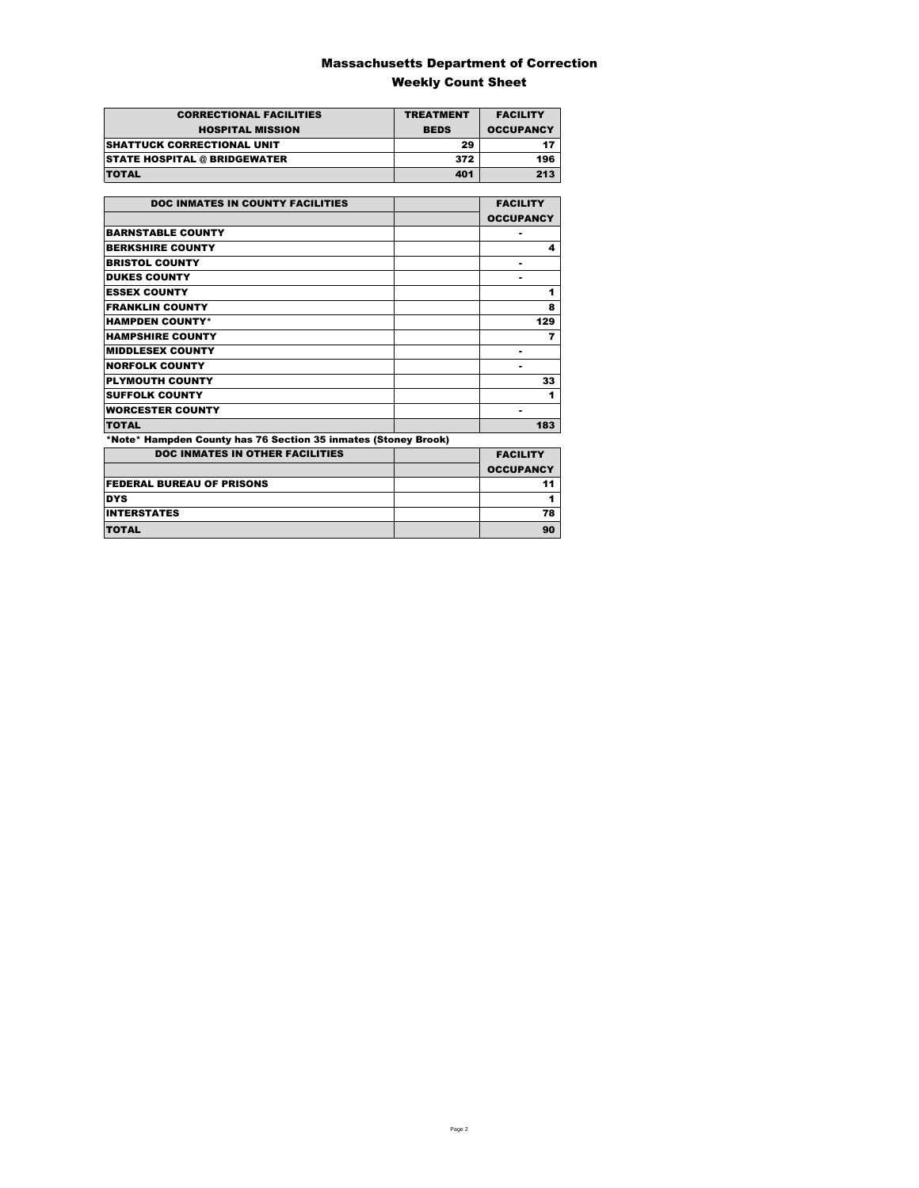# Massachusetts Department of Correction

## Weekly Count Sheet

| CORRECTIONAL FACILITIES HOSPITAL MISSION | TREATMENT BEDS | FACILITY OCCUPANCY |
|---|---|---|
| SHATTUCK CORRECTIONAL UNIT | 29 | 17 |
| STATE HOSPITAL @ BRIDGEWATER | 372 | 196 |
| TOTAL | 401 | 213 |

| DOC INMATES IN COUNTY FACILITIES | | FACILITY OCCUPANCY |
|---|---|---|
| BARNSTABLE COUNTY | | - |
| BERKSHIRE COUNTY | | 4 |
| BRISTOL COUNTY | | - |
| DUKES COUNTY | | - |
| ESSEX COUNTY | | 1 |
| FRANKLIN COUNTY | | 8 |
| HAMPDEN COUNTY* | | 129 |
| HAMPSHIRE COUNTY | | 7 |
| MIDDLESEX COUNTY | | - |
| NORFOLK COUNTY | | - |
| PLYMOUTH COUNTY | | 33 |
| SUFFOLK COUNTY | | 1 |
| WORCESTER COUNTY | | - |
| TOTAL | | 183 |

*Note* Hampden County has 76 Section 35 inmates (Stoney Brook)

| DOC INMATES IN OTHER FACILITIES | | FACILITY OCCUPANCY |
|---|---|---|
| FEDERAL BUREAU OF PRISONS | | 11 |
| DYS | | 1 |
| INTERSTATES | | 78 |
| TOTAL | | 90 |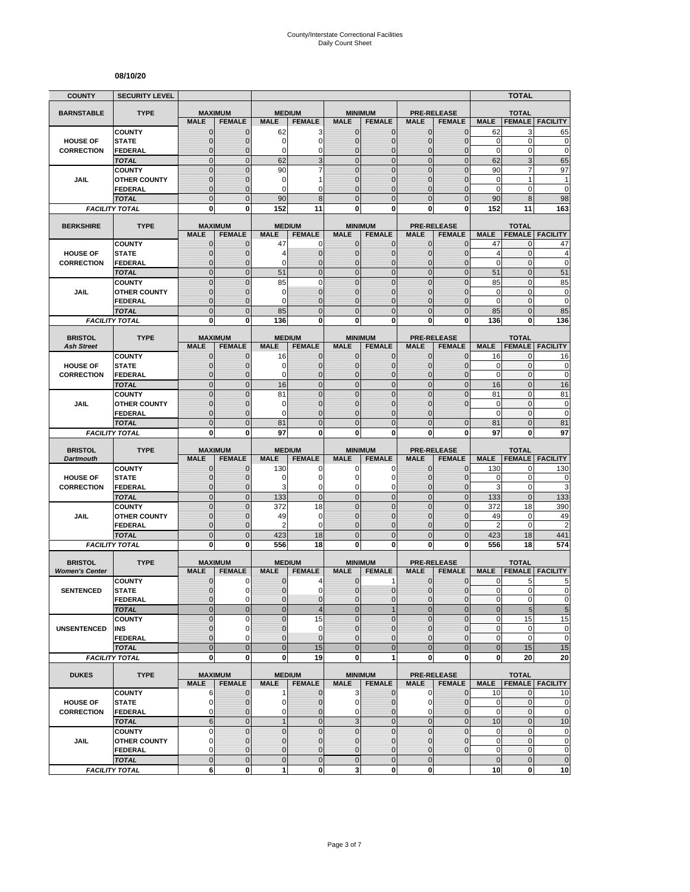County/Interstate Correctional Facilities
Daily Count Sheet

**08/10/20**

| COUNTY | SECURITY LEVEL | | | | | | | | | TOTAL | | |
|---|---|---|---|---|---|---|---|---|---|---|---|---|
| **BARNSTABLE** | **TYPE** | **MAXIMUM** | | **MEDIUM** | | **MINIMUM** | | **PRE-RELEASE** | | **TOTAL** | | |
| | | **MALE** | **FEMALE** | **MALE** | **FEMALE** | **MALE** | **FEMALE** | **MALE** | **FEMALE** | **MALE** | **FEMALE** | **FACILITY** |
| **HOUSE OF CORRECTION** | COUNTY | 0 | 0 | 62 | 3 | 0 | 0 | 0 | 0 | 62 | 3 | 65 |
| | STATE | 0 | 0 | 0 | 0 | 0 | 0 | 0 | 0 | 0 | 0 | 0 |
| | FEDERAL | 0 | 0 | 0 | 0 | 0 | 0 | 0 | 0 | 0 | 0 | 0 |
| | TOTAL | 0 | 0 | 62 | 3 | 0 | 0 | 0 | 0 | 62 | 3 | 65 |
| **JAIL** | COUNTY | 0 | 0 | 90 | 7 | 0 | 0 | 0 | 0 | 90 | 7 | 97 |
| | OTHER COUNTY | 0 | 0 | 0 | 1 | 0 | 0 | 0 | 0 | 0 | 1 | 1 |
| | FEDERAL | 0 | 0 | 0 | 0 | 0 | 0 | 0 | 0 | 0 | 0 | 0 |
| | TOTAL | 0 | 0 | 90 | 8 | 0 | 0 | 0 | 0 | 90 | 8 | 98 |
| **FACILITY TOTAL** | | 0 | 0 | 152 | 11 | 0 | 0 | 0 | 0 | 152 | 11 | 163 |
| **BERKSHIRE** | **TYPE** | **MAXIMUM** | | **MEDIUM** | | **MINIMUM** | | **PRE-RELEASE** | | **TOTAL** | | |
| | | **MALE** | **FEMALE** | **MALE** | **FEMALE** | **MALE** | **FEMALE** | **MALE** | **FEMALE** | **MALE** | **FEMALE** | **FACILITY** |
| **HOUSE OF CORRECTION** | COUNTY | 0 | 0 | 47 | 0 | 0 | 0 | 0 | 0 | 47 | 0 | 47 |
| | STATE | 0 | 0 | 4 | 0 | 0 | 0 | 0 | 0 | 4 | 0 | 4 |
| | FEDERAL | 0 | 0 | 0 | 0 | 0 | 0 | 0 | 0 | 0 | 0 | 0 |
| | TOTAL | 0 | 0 | 51 | 0 | 0 | 0 | 0 | 0 | 51 | 0 | 51 |
| **JAIL** | COUNTY | 0 | 0 | 85 | 0 | 0 | 0 | 0 | 0 | 85 | 0 | 85 |
| | OTHER COUNTY | 0 | 0 | 0 | 0 | 0 | 0 | 0 | 0 | 0 | 0 | 0 |
| | FEDERAL | 0 | 0 | 0 | 0 | 0 | 0 | 0 | 0 | 0 | 0 | 0 |
| | TOTAL | 0 | 0 | 85 | 0 | 0 | 0 | 0 | 0 | 85 | 0 | 85 |
| **FACILITY TOTAL** | | 0 | 0 | 136 | 0 | 0 | 0 | 0 | 0 | 136 | 0 | 136 |
| **BRISTOL** *Ash Street* | **TYPE** | **MAXIMUM** | | **MEDIUM** | | **MINIMUM** | | **PRE-RELEASE** | | **TOTAL** | | |
| | | **MALE** | **FEMALE** | **MALE** | **FEMALE** | **MALE** | **FEMALE** | **MALE** | **FEMALE** | **MALE** | **FEMALE** | **FACILITY** |
| **HOUSE OF CORRECTION** | COUNTY | 0 | 0 | 16 | 0 | 0 | 0 | 0 | 0 | 16 | 0 | 16 |
| | STATE | 0 | 0 | 0 | 0 | 0 | 0 | 0 | 0 | 0 | 0 | 0 |
| | FEDERAL | 0 | 0 | 0 | 0 | 0 | 0 | 0 | 0 | 0 | 0 | 0 |
| | TOTAL | 0 | 0 | 16 | 0 | 0 | 0 | 0 | 0 | 16 | 0 | 16 |
| **JAIL** | COUNTY | 0 | 0 | 81 | 0 | 0 | 0 | 0 | 0 | 81 | 0 | 81 |
| | OTHER COUNTY | 0 | 0 | 0 | 0 | 0 | 0 | 0 | 0 | 0 | 0 | 0 |
| | FEDERAL | 0 | 0 | 0 | 0 | 0 | 0 | 0 | | 0 | 0 | 0 |
| | TOTAL | 0 | 0 | 81 | 0 | 0 | 0 | 0 | 0 | 81 | 0 | 81 |
| **FACILITY TOTAL** | | 0 | 0 | 97 | 0 | 0 | 0 | 0 | 0 | 97 | 0 | 97 |
| **BRISTOL** *Dartmouth* | **TYPE** | **MAXIMUM** | | **MEDIUM** | | **MINIMUM** | | **PRE-RELEASE** | | **TOTAL** | | |
| | | **MALE** | **FEMALE** | **MALE** | **FEMALE** | **MALE** | **FEMALE** | **MALE** | **FEMALE** | **MALE** | **FEMALE** | **FACILITY** |
| **HOUSE OF CORRECTION** | COUNTY | 0 | 0 | 130 | 0 | 0 | 0 | 0 | 0 | 130 | 0 | 130 |
| | STATE | 0 | 0 | 0 | 0 | 0 | 0 | 0 | 0 | 0 | 0 | 0 |
| | FEDERAL | 0 | 0 | 3 | 0 | 0 | 0 | 0 | 0 | 3 | 0 | 3 |
| | TOTAL | 0 | 0 | 133 | 0 | 0 | 0 | 0 | 0 | 133 | 0 | 133 |
| **JAIL** | COUNTY | 0 | 0 | 372 | 18 | 0 | 0 | 0 | 0 | 372 | 18 | 390 |
| | OTHER COUNTY | 0 | 0 | 49 | 0 | 0 | 0 | 0 | 0 | 49 | 0 | 49 |
| | FEDERAL | 0 | 0 | 2 | 0 | 0 | 0 | 0 | 0 | 2 | 0 | 2 |
| | TOTAL | 0 | 0 | 423 | 18 | 0 | 0 | 0 | 0 | 423 | 18 | 441 |
| **FACILITY TOTAL** | | 0 | 0 | 556 | 18 | 0 | 0 | 0 | 0 | 556 | 18 | 574 |
| **BRISTOL** *Women's Center* | **TYPE** | **MAXIMUM** | | **MEDIUM** | | **MINIMUM** | | **PRE-RELEASE** | | **TOTAL** | | |
| | | **MALE** | **FEMALE** | **MALE** | **FEMALE** | **MALE** | **FEMALE** | **MALE** | **FEMALE** | **MALE** | **FEMALE** | **FACILITY** |
| **SENTENCED** | COUNTY | 0 | 0 | 0 | 4 | 0 | 1 | 0 | 0 | 0 | 5 | 5 |
| | STATE | 0 | 0 | 0 | 0 | 0 | 0 | 0 | 0 | 0 | 0 | 0 |
| | FEDERAL | 0 | 0 | 0 | 0 | 0 | 0 | 0 | 0 | 0 | 0 | 0 |
| | TOTAL | 0 | 0 | 0 | 4 | 0 | 1 | 0 | 0 | 0 | 5 | 5 |
| **UNSENTENCED** | COUNTY | 0 | 0 | 0 | 15 | 0 | 0 | 0 | 0 | 0 | 15 | 15 |
| | INS | 0 | 0 | 0 | 0 | 0 | 0 | 0 | 0 | 0 | 0 | 0 |
| | FEDERAL | 0 | 0 | 0 | 0 | 0 | 0 | 0 | 0 | 0 | 0 | 0 |
| | TOTAL | 0 | 0 | 0 | 15 | 0 | 0 | 0 | 0 | 0 | 15 | 15 |
| **FACILITY TOTAL** | | 0 | 0 | 0 | 19 | 0 | 1 | 0 | 0 | 0 | 20 | 20 |
| **DUKES** | **TYPE** | **MAXIMUM** | | **MEDIUM** | | **MINIMUM** | | **PRE-RELEASE** | | **TOTAL** | | |
| | | **MALE** | **FEMALE** | **MALE** | **FEMALE** | **MALE** | **FEMALE** | **MALE** | **FEMALE** | **MALE** | **FEMALE** | **FACILITY** |
| **HOUSE OF CORRECTION** | COUNTY | 6 | 0 | 1 | 0 | 3 | 0 | 0 | 0 | 10 | 0 | 10 |
| | STATE | 0 | 0 | 0 | 0 | 0 | 0 | 0 | 0 | 0 | 0 | 0 |
| | FEDERAL | 0 | 0 | 0 | 0 | 0 | 0 | 0 | 0 | 0 | 0 | 0 |
| | TOTAL | 6 | 0 | 1 | 0 | 3 | 0 | 0 | 0 | 10 | 0 | 10 |
| **JAIL** | COUNTY | 0 | 0 | 0 | 0 | 0 | 0 | 0 | 0 | 0 | 0 | 0 |
| | OTHER COUNTY | 0 | 0 | 0 | 0 | 0 | 0 | 0 | 0 | 0 | 0 | 0 |
| | FEDERAL | 0 | 0 | 0 | 0 | 0 | 0 | 0 | 0 | 0 | 0 | 0 |
| | TOTAL | 0 | 0 | 0 | 0 | 0 | 0 | 0 | | 0 | 0 | 0 |
| **FACILITY TOTAL** | | 6 | 0 | 1 | 0 | 3 | 0 | 0 | | 10 | 0 | 10 |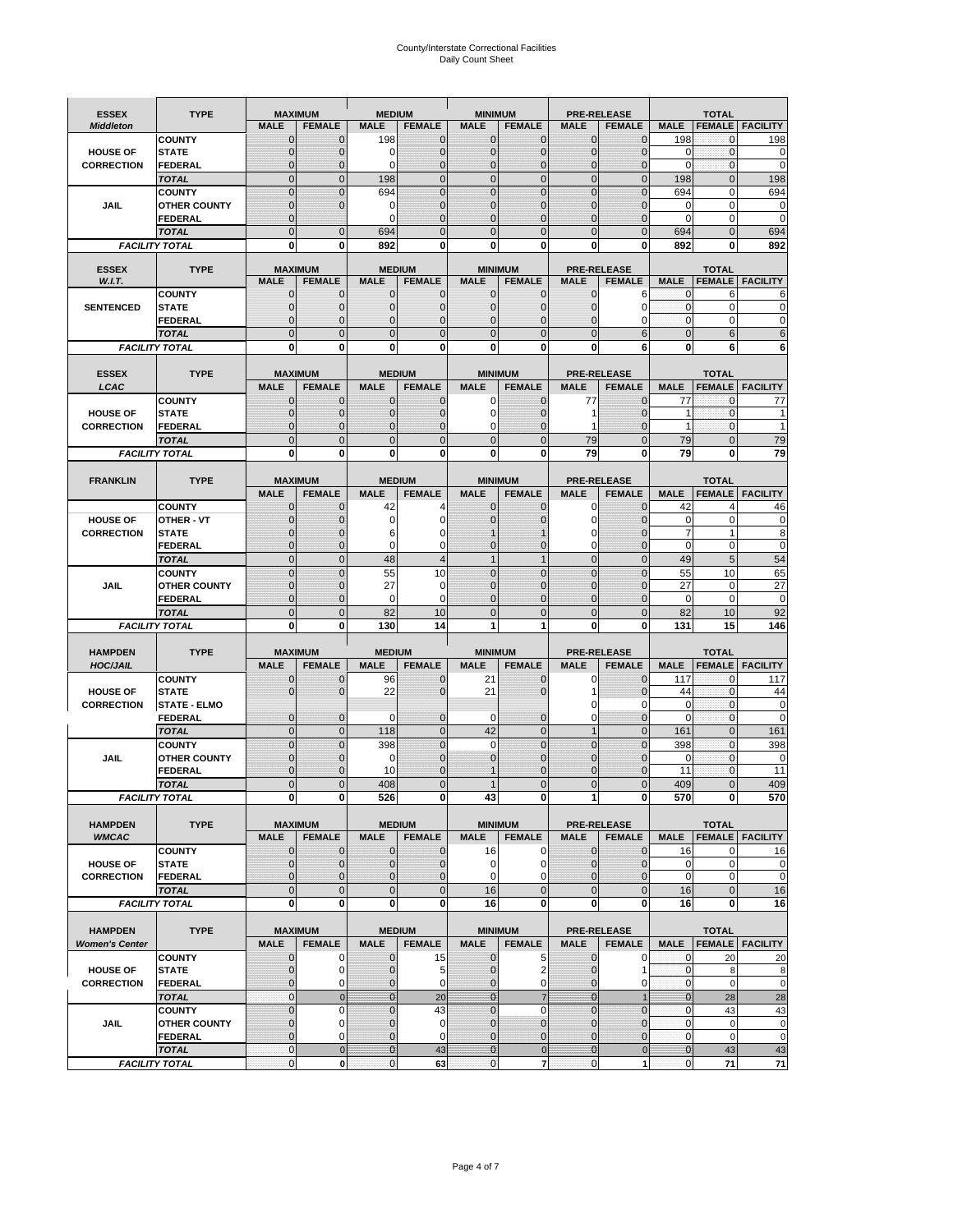# County/Interstate Correctional Facilities
## Daily Count Sheet

| ESSEX *Middleton* | TYPE | MAXIMUM MALE | MAXIMUM FEMALE | MEDIUM MALE | MEDIUM FEMALE | MINIMUM MALE | MINIMUM FEMALE | PRE-RELEASE MALE | PRE-RELEASE FEMALE | TOTAL MALE | TOTAL FEMALE | TOTAL FACILITY |
|---|---|---|---|---|---|---|---|---|---|---|---|---|
| | COUNTY | 0 | 0 | 198 | 0 | 0 | 0 | 0 | 0 | 198 | 0 | 198 |
| HOUSE OF | STATE | 0 | 0 | 0 | 0 | 0 | 0 | 0 | 0 | 0 | 0 | 0 |
| CORRECTION | FEDERAL | 0 | 0 | 0 | 0 | 0 | 0 | 0 | 0 | 0 | 0 | 0 |
| | TOTAL | 0 | 0 | 198 | 0 | 0 | 0 | 0 | 0 | 198 | 0 | 198 |
| | COUNTY | 0 | 0 | 694 | 0 | 0 | 0 | 0 | 0 | 694 | 0 | 694 |
| JAIL | OTHER COUNTY | 0 | 0 | 0 | 0 | 0 | 0 | 0 | 0 | 0 | 0 | 0 |
| | FEDERAL | 0 | | 0 | 0 | 0 | 0 | 0 | 0 | 0 | 0 | 0 |
| | TOTAL | 0 | 0 | 694 | 0 | 0 | 0 | 0 | 0 | 694 | 0 | 694 |
| FACILITY TOTAL | | 0 | 0 | 892 | 0 | 0 | 0 | 0 | 0 | 892 | 0 | 892 |

| ESSEX *W.I.T.* | TYPE | MAXIMUM MALE | MAXIMUM FEMALE | MEDIUM MALE | MEDIUM FEMALE | MINIMUM MALE | MINIMUM FEMALE | PRE-RELEASE MALE | PRE-RELEASE FEMALE | TOTAL MALE | TOTAL FEMALE | TOTAL FACILITY |
|---|---|---|---|---|---|---|---|---|---|---|---|---|
| | COUNTY | 0 | 0 | 0 | 0 | 0 | 0 | 0 | 6 | 0 | 6 | 6 |
| SENTENCED | STATE | 0 | 0 | 0 | 0 | 0 | 0 | 0 | 0 | 0 | 0 | 0 |
| | FEDERAL | 0 | 0 | 0 | 0 | 0 | 0 | 0 | 0 | 0 | 0 | 0 |
| | TOTAL | 0 | 0 | 0 | 0 | 0 | 0 | 0 | 6 | 0 | 6 | 6 |
| FACILITY TOTAL | | 0 | 0 | 0 | 0 | 0 | 0 | 0 | 6 | 0 | 6 | 6 |

| ESSEX *LCAC* | TYPE | MAXIMUM MALE | MAXIMUM FEMALE | MEDIUM MALE | MEDIUM FEMALE | MINIMUM MALE | MINIMUM FEMALE | PRE-RELEASE MALE | PRE-RELEASE FEMALE | TOTAL MALE | TOTAL FEMALE | TOTAL FACILITY |
|---|---|---|---|---|---|---|---|---|---|---|---|---|
| | COUNTY | 0 | 0 | 0 | 0 | 0 | 0 | 77 | 0 | 77 | 0 | 77 |
| HOUSE OF | STATE | 0 | 0 | 0 | 0 | 0 | 0 | 1 | 0 | 1 | 0 | 1 |
| CORRECTION | FEDERAL | 0 | 0 | 0 | 0 | 0 | 0 | 1 | 0 | 1 | 0 | 1 |
| | TOTAL | 0 | 0 | 0 | 0 | 0 | 0 | 79 | 0 | 79 | 0 | 79 |
| FACILITY TOTAL | | 0 | 0 | 0 | 0 | 0 | 0 | 79 | 0 | 79 | 0 | 79 |

| FRANKLIN | TYPE | MAXIMUM MALE | MAXIMUM FEMALE | MEDIUM MALE | MEDIUM FEMALE | MINIMUM MALE | MINIMUM FEMALE | PRE-RELEASE MALE | PRE-RELEASE FEMALE | TOTAL MALE | TOTAL FEMALE | TOTAL FACILITY |
|---|---|---|---|---|---|---|---|---|---|---|---|---|
| | COUNTY | 0 | 0 | 42 | 4 | 0 | 0 | 0 | 0 | 42 | 4 | 46 |
| HOUSE OF | OTHER - VT | 0 | 0 | 0 | 0 | 0 | 0 | 0 | 0 | 0 | 0 | 0 |
| CORRECTION | STATE | 0 | 0 | 6 | 0 | 1 | 1 | 0 | 0 | 7 | 1 | 8 |
| | FEDERAL | 0 | 0 | 0 | 0 | 0 | 0 | 0 | 0 | 0 | 0 | 0 |
| | TOTAL | 0 | 0 | 48 | 4 | 1 | 1 | 0 | 0 | 49 | 5 | 54 |
| | COUNTY | 0 | 0 | 55 | 10 | 0 | 0 | 0 | 0 | 55 | 10 | 65 |
| JAIL | OTHER COUNTY | 0 | 0 | 27 | 0 | 0 | 0 | 0 | 0 | 27 | 0 | 27 |
| | FEDERAL | 0 | 0 | 0 | 0 | 0 | 0 | 0 | 0 | 0 | 0 | 0 |
| | TOTAL | 0 | 0 | 82 | 10 | 0 | 0 | 0 | 0 | 82 | 10 | 92 |
| FACILITY TOTAL | | 0 | 0 | 130 | 14 | 1 | 1 | 0 | 0 | 131 | 15 | 146 |

| HAMPDEN *HOC/JAIL* | TYPE | MAXIMUM MALE | MAXIMUM FEMALE | MEDIUM MALE | MEDIUM FEMALE | MINIMUM MALE | MINIMUM FEMALE | PRE-RELEASE MALE | PRE-RELEASE FEMALE | TOTAL MALE | TOTAL FEMALE | TOTAL FACILITY |
|---|---|---|---|---|---|---|---|---|---|---|---|---|
| | COUNTY | 0 | 0 | 96 | 0 | 21 | 0 | 0 | 0 | 117 | 0 | 117 |
| HOUSE OF | STATE | 0 | 0 | 22 | 0 | 21 | 0 | 1 | 0 | 44 | 0 | 44 |
| CORRECTION | STATE - ELMO | | | | | | | 0 | 0 | 0 | 0 | 0 |
| | FEDERAL | 0 | 0 | 0 | 0 | 0 | 0 | 0 | 0 | 0 | 0 | 0 |
| | TOTAL | 0 | 0 | 118 | 0 | 42 | 0 | 1 | 0 | 161 | 0 | 161 |
| | COUNTY | 0 | 0 | 398 | 0 | 0 | 0 | 0 | 0 | 398 | 0 | 398 |
| JAIL | OTHER COUNTY | 0 | 0 | 0 | 0 | 0 | 0 | 0 | 0 | 0 | 0 | 0 |
| | FEDERAL | 0 | 0 | 10 | 0 | 1 | 0 | 0 | 0 | 11 | 0 | 11 |
| | TOTAL | 0 | 0 | 408 | 0 | 1 | 0 | 0 | 0 | 409 | 0 | 409 |
| FACILITY TOTAL | | 0 | 0 | 526 | 0 | 43 | 0 | 1 | 0 | 570 | 0 | 570 |

| HAMPDEN *WMCAC* | TYPE | MAXIMUM MALE | MAXIMUM FEMALE | MEDIUM MALE | MEDIUM FEMALE | MINIMUM MALE | MINIMUM FEMALE | PRE-RELEASE MALE | PRE-RELEASE FEMALE | TOTAL MALE | TOTAL FEMALE | TOTAL FACILITY |
|---|---|---|---|---|---|---|---|---|---|---|---|---|
| | COUNTY | 0 | 0 | 0 | 0 | 16 | 0 | 0 | 0 | 16 | 0 | 16 |
| HOUSE OF | STATE | 0 | 0 | 0 | 0 | 0 | 0 | 0 | 0 | 0 | 0 | 0 |
| CORRECTION | FEDERAL | 0 | 0 | 0 | 0 | 0 | 0 | 0 | 0 | 0 | 0 | 0 |
| | TOTAL | 0 | 0 | 0 | 0 | 16 | 0 | 0 | 0 | 16 | 0 | 16 |
| FACILITY TOTAL | | 0 | 0 | 0 | 0 | 16 | 0 | 0 | 0 | 16 | 0 | 16 |

| HAMPDEN *Women's Center* | TYPE | MAXIMUM MALE | MAXIMUM FEMALE | MEDIUM MALE | MEDIUM FEMALE | MINIMUM MALE | MINIMUM FEMALE | PRE-RELEASE MALE | PRE-RELEASE FEMALE | TOTAL MALE | TOTAL FEMALE | TOTAL FACILITY |
|---|---|---|---|---|---|---|---|---|---|---|---|---|
| | COUNTY | 0 | 0 | 0 | 15 | 0 | 5 | 0 | 0 | 0 | 20 | 20 |
| HOUSE OF | STATE | 0 | 0 | 0 | 5 | 0 | 2 | 0 | 1 | 0 | 8 | 8 |
| CORRECTION | FEDERAL | 0 | 0 | 0 | 0 | 0 | 0 | 0 | 0 | 0 | 0 | 0 |
| | TOTAL | 0 | 0 | 0 | 20 | 0 | 7 | 0 | 1 | 0 | 28 | 28 |
| | COUNTY | 0 | 0 | 0 | 43 | 0 | 0 | 0 | 0 | 0 | 43 | 43 |
| JAIL | OTHER COUNTY | 0 | 0 | 0 | 0 | 0 | 0 | 0 | 0 | 0 | 0 | 0 |
| | FEDERAL | 0 | 0 | 0 | 0 | 0 | 0 | 0 | 0 | 0 | 0 | 0 |
| | TOTAL | 0 | 0 | 0 | 43 | 0 | 0 | 0 | 0 | 0 | 43 | 43 |
| FACILITY TOTAL | | 0 | 0 | 0 | 63 | 0 | 7 | 0 | 1 | 0 | 71 | 71 |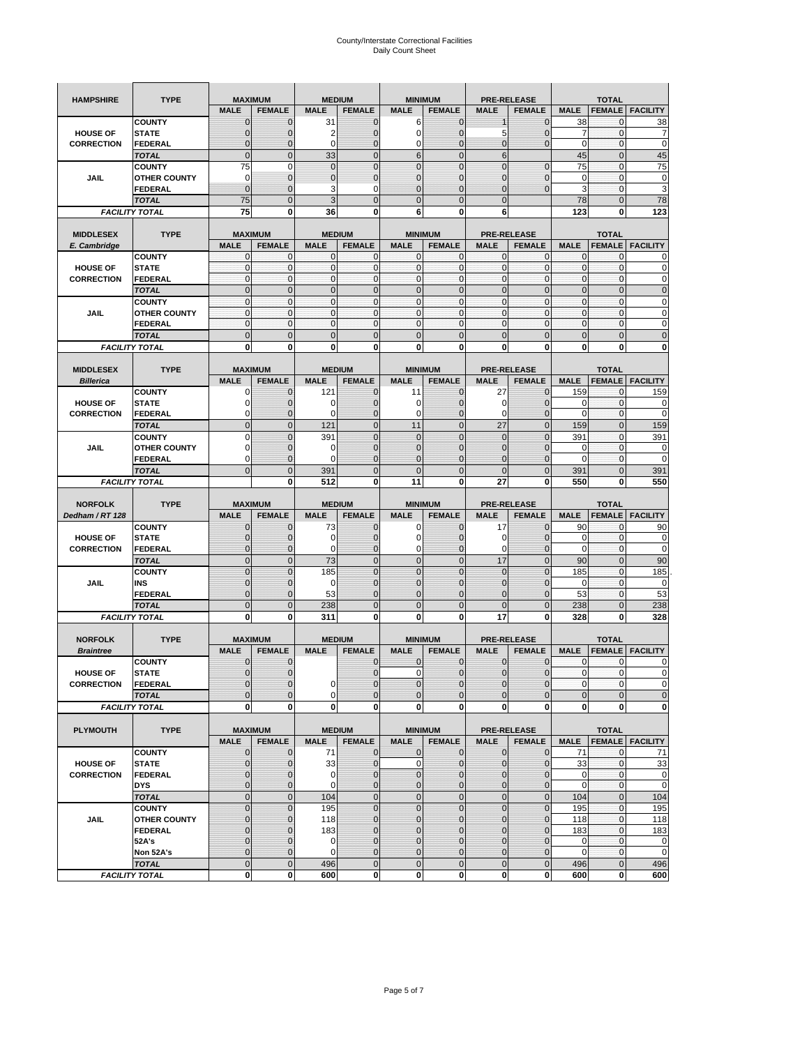# County/Interstate Correctional Facilities
## Daily Count Sheet

| HAMPSHIRE | TYPE | MAXIMUM | | MEDIUM | | MINIMUM | | PRE-RELEASE | | TOTAL | | |
|---|---|---|---|---|---|---|---|---|---|---|---|---|
| | | MALE | FEMALE | MALE | FEMALE | MALE | FEMALE | MALE | FEMALE | MALE | FEMALE | FACILITY |
| HOUSE OF CORRECTION | COUNTY | 0 | 0 | 31 | 0 | 6 | 0 | 1 | 0 | 38 | 0 | 38 |
| | STATE | 0 | 0 | 2 | 0 | 0 | 0 | 5 | 0 | 7 | 0 | 7 |
| | FEDERAL | 0 | 0 | 0 | 0 | 0 | 0 | 0 | 0 | 0 | 0 | 0 |
| | TOTAL | 0 | 0 | 33 | 0 | 6 | 0 | 6 | | 45 | 0 | 45 |
| JAIL | COUNTY | 75 | 0 | 0 | 0 | 0 | 0 | 0 | 0 | 75 | 0 | 75 |
| | OTHER COUNTY | 0 | 0 | 0 | 0 | 0 | 0 | 0 | 0 | 0 | 0 | 0 |
| | FEDERAL | 0 | 0 | 3 | 0 | 0 | 0 | 0 | 0 | 3 | 0 | 3 |
| | TOTAL | 75 | 0 | 3 | 0 | 0 | 0 | 0 | | 78 | 0 | 78 |
| FACILITY TOTAL | | 75 | 0 | 36 | 0 | 6 | 0 | 6 | | 123 | 0 | 123 |

| MIDDLESEX E. Cambridge | TYPE | MAXIMUM | | MEDIUM | | MINIMUM | | PRE-RELEASE | | TOTAL | | |
|---|---|---|---|---|---|---|---|---|---|---|---|---|
| | | MALE | FEMALE | MALE | FEMALE | MALE | FEMALE | MALE | FEMALE | MALE | FEMALE | FACILITY |
| HOUSE OF CORRECTION | COUNTY | 0 | 0 | 0 | 0 | 0 | 0 | 0 | 0 | 0 | 0 | 0 |
| | STATE | 0 | 0 | 0 | 0 | 0 | 0 | 0 | 0 | 0 | 0 | 0 |
| | FEDERAL | 0 | 0 | 0 | 0 | 0 | 0 | 0 | 0 | 0 | 0 | 0 |
| | TOTAL | 0 | 0 | 0 | 0 | 0 | 0 | 0 | 0 | 0 | 0 | 0 |
| JAIL | COUNTY | 0 | 0 | 0 | 0 | 0 | 0 | 0 | 0 | 0 | 0 | 0 |
| | OTHER COUNTY | 0 | 0 | 0 | 0 | 0 | 0 | 0 | 0 | 0 | 0 | 0 |
| | FEDERAL | 0 | 0 | 0 | 0 | 0 | 0 | 0 | 0 | 0 | 0 | 0 |
| | TOTAL | 0 | 0 | 0 | 0 | 0 | 0 | 0 | 0 | 0 | 0 | 0 |
| FACILITY TOTAL | | 0 | 0 | 0 | 0 | 0 | 0 | 0 | 0 | 0 | 0 | 0 |

| MIDDLESEX Billerica | TYPE | MAXIMUM | | MEDIUM | | MINIMUM | | PRE-RELEASE | | TOTAL | | |
|---|---|---|---|---|---|---|---|---|---|---|---|---|
| | | MALE | FEMALE | MALE | FEMALE | MALE | FEMALE | MALE | FEMALE | MALE | FEMALE | FACILITY |
| HOUSE OF CORRECTION | COUNTY | 0 | 0 | 121 | 0 | 11 | 0 | 27 | 0 | 159 | 0 | 159 |
| | STATE | 0 | 0 | 0 | 0 | 0 | 0 | 0 | 0 | 0 | 0 | 0 |
| | FEDERAL | 0 | 0 | 0 | 0 | 0 | 0 | 0 | 0 | 0 | 0 | 0 |
| | TOTAL | 0 | 0 | 121 | 0 | 11 | 0 | 27 | 0 | 159 | 0 | 159 |
| JAIL | COUNTY | 0 | 0 | 391 | 0 | 0 | 0 | 0 | 0 | 391 | 0 | 391 |
| | OTHER COUNTY | 0 | 0 | 0 | 0 | 0 | 0 | 0 | 0 | 0 | 0 | 0 |
| | FEDERAL | 0 | 0 | 0 | 0 | 0 | 0 | 0 | 0 | 0 | 0 | 0 |
| | TOTAL | 0 | 0 | 391 | 0 | 0 | 0 | 0 | 0 | 391 | 0 | 391 |
| FACILITY TOTAL | | | 0 | 512 | 0 | 11 | 0 | 27 | 0 | 550 | 0 | 550 |

| NORFOLK Dedham / RT 128 | TYPE | MAXIMUM | | MEDIUM | | MINIMUM | | PRE-RELEASE | | TOTAL | | |
|---|---|---|---|---|---|---|---|---|---|---|---|---|
| | | MALE | FEMALE | MALE | FEMALE | MALE | FEMALE | MALE | FEMALE | MALE | FEMALE | FACILITY |
| HOUSE OF CORRECTION | COUNTY | 0 | 0 | 73 | 0 | 0 | 0 | 17 | 0 | 90 | 0 | 90 |
| | STATE | 0 | 0 | 0 | 0 | 0 | 0 | 0 | 0 | 0 | 0 | 0 |
| | FEDERAL | 0 | 0 | 0 | 0 | 0 | 0 | 0 | 0 | 0 | 0 | 0 |
| | TOTAL | 0 | 0 | 73 | 0 | 0 | 0 | 17 | 0 | 90 | 0 | 90 |
| JAIL | COUNTY | 0 | 0 | 185 | 0 | 0 | 0 | 0 | 0 | 185 | 0 | 185 |
| | INS | 0 | 0 | 0 | 0 | 0 | 0 | 0 | 0 | 0 | 0 | 0 |
| | FEDERAL | 0 | 0 | 53 | 0 | 0 | 0 | 0 | 0 | 53 | 0 | 53 |
| | TOTAL | 0 | 0 | 238 | 0 | 0 | 0 | 0 | 0 | 238 | 0 | 238 |
| FACILITY TOTAL | | 0 | 0 | 311 | 0 | 0 | 0 | 17 | 0 | 328 | 0 | 328 |

| NORFOLK Braintree | TYPE | MAXIMUM | | MEDIUM | | MINIMUM | | PRE-RELEASE | | TOTAL | | |
|---|---|---|---|---|---|---|---|---|---|---|---|---|
| | | MALE | FEMALE | MALE | FEMALE | MALE | FEMALE | MALE | FEMALE | MALE | FEMALE | FACILITY |
| HOUSE OF CORRECTION | COUNTY | 0 | 0 | | 0 | 0 | 0 | 0 | 0 | 0 | 0 | 0 |
| | STATE | 0 | 0 | | 0 | 0 | 0 | 0 | 0 | 0 | 0 | 0 |
| | FEDERAL | 0 | 0 | 0 | 0 | 0 | 0 | 0 | 0 | 0 | 0 | 0 |
| | TOTAL | 0 | 0 | 0 | 0 | 0 | 0 | 0 | 0 | 0 | 0 | 0 |
| FACILITY TOTAL | | 0 | 0 | 0 | 0 | 0 | 0 | 0 | 0 | 0 | 0 | 0 |

| PLYMOUTH | TYPE | MAXIMUM | | MEDIUM | | MINIMUM | | PRE-RELEASE | | TOTAL | | |
|---|---|---|---|---|---|---|---|---|---|---|---|---|
| | | MALE | FEMALE | MALE | FEMALE | MALE | FEMALE | MALE | FEMALE | MALE | FEMALE | FACILITY |
| HOUSE OF CORRECTION | COUNTY | 0 | 0 | 71 | 0 | 0 | 0 | 0 | 0 | 71 | 0 | 71 |
| | STATE | 0 | 0 | 33 | 0 | 0 | 0 | 0 | 0 | 33 | 0 | 33 |
| | FEDERAL | 0 | 0 | 0 | 0 | 0 | 0 | 0 | 0 | 0 | 0 | 0 |
| | DYS | 0 | 0 | 0 | 0 | 0 | 0 | 0 | 0 | 0 | 0 | 0 |
| | TOTAL | 0 | 0 | 104 | 0 | 0 | 0 | 0 | 0 | 104 | 0 | 104 |
| JAIL | COUNTY | 0 | 0 | 195 | 0 | 0 | 0 | 0 | 0 | 195 | 0 | 195 |
| | OTHER COUNTY | 0 | 0 | 118 | 0 | 0 | 0 | 0 | 0 | 118 | 0 | 118 |
| | FEDERAL | 0 | 0 | 183 | 0 | 0 | 0 | 0 | 0 | 183 | 0 | 183 |
| | 52A's | 0 | 0 | 0 | 0 | 0 | 0 | 0 | 0 | 0 | 0 | 0 |
| | Non 52A's | 0 | 0 | 0 | 0 | 0 | 0 | 0 | 0 | 0 | 0 | 0 |
| | TOTAL | 0 | 0 | 496 | 0 | 0 | 0 | 0 | 0 | 496 | 0 | 496 |
| FACILITY TOTAL | | 0 | 0 | 600 | 0 | 0 | 0 | 0 | 0 | 600 | 0 | 600 |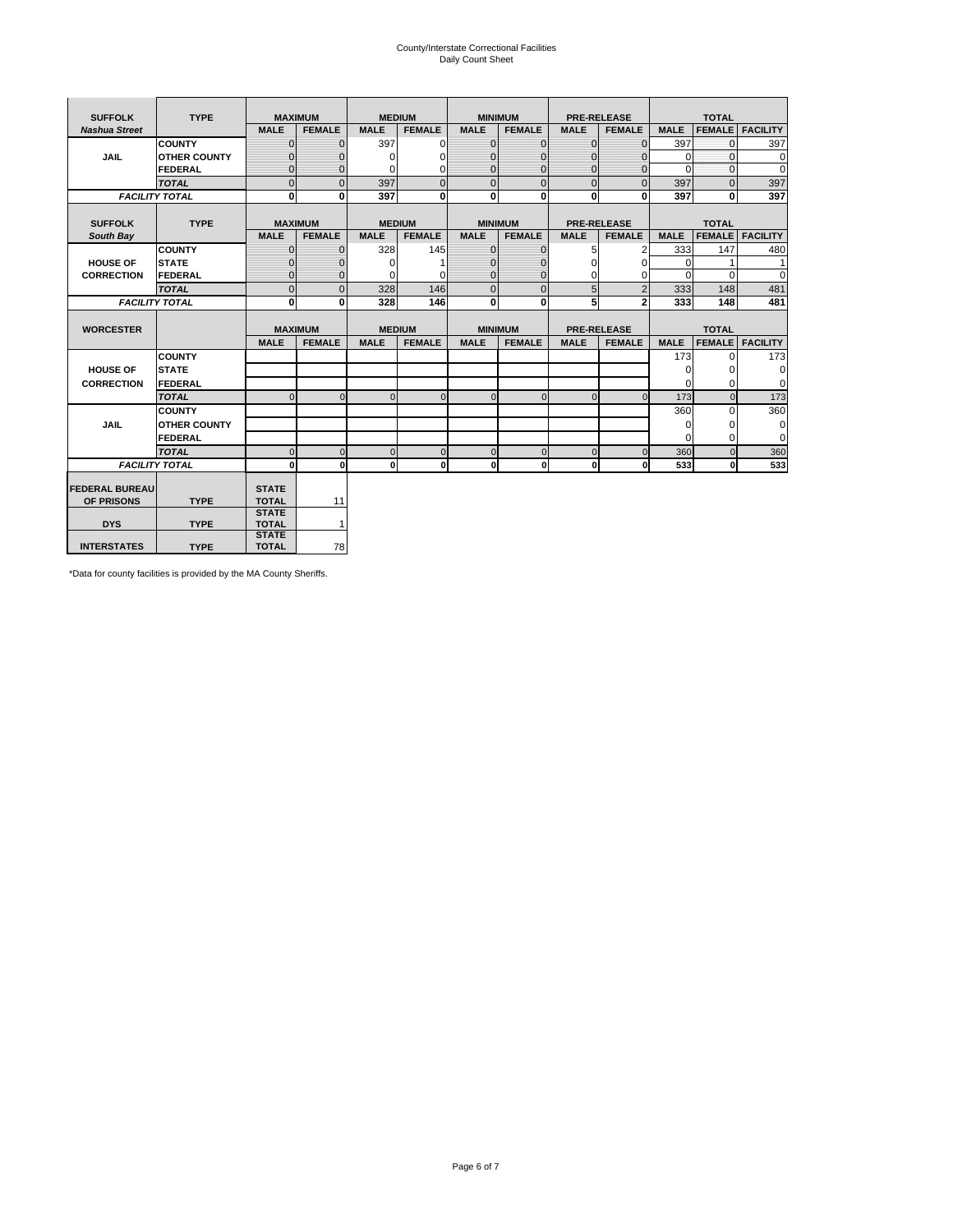# County/Interstate Correctional Facilities
## Daily Count Sheet

| SUFFOLK | TYPE | MAXIMUM | | MEDIUM | | MINIMUM | | PRE-RELEASE | | TOTAL | | |
|---|---|---|---|---|---|---|---|---|---|---|---|---|
| *Nashua Street* | | MALE | FEMALE | MALE | FEMALE | MALE | FEMALE | MALE | FEMALE | MALE | FEMALE | FACILITY |
| JAIL | COUNTY | 0 | 0 | 397 | 0 | 0 | 0 | 0 | 0 | 397 | 0 | 397 |
| | OTHER COUNTY | 0 | 0 | 0 | 0 | 0 | 0 | 0 | 0 | 0 | 0 | 0 |
| | FEDERAL | 0 | 0 | 0 | 0 | 0 | 0 | 0 | 0 | 0 | 0 | 0 |
| | *TOTAL* | 0 | 0 | 397 | 0 | 0 | 0 | 0 | 0 | 397 | 0 | 397 |
| *FACILITY TOTAL* | | **0** | **0** | **397** | **0** | **0** | **0** | **0** | **0** | **397** | **0** | **397** |

| SUFFOLK | TYPE | MAXIMUM | | MEDIUM | | MINIMUM | | PRE-RELEASE | | TOTAL | | |
|---|---|---|---|---|---|---|---|---|---|---|---|---|
| *South Bay* | | MALE | FEMALE | MALE | FEMALE | MALE | FEMALE | MALE | FEMALE | MALE | FEMALE | FACILITY |
| HOUSE OF CORRECTION | COUNTY | 0 | 0 | 328 | 145 | 0 | 0 | 5 | 2 | 333 | 147 | 480 |
| | STATE | 0 | 0 | 0 | 1 | 0 | 0 | 0 | 0 | 0 | 1 | 1 |
| | FEDERAL | 0 | 0 | 0 | 0 | 0 | 0 | 0 | 0 | 0 | 0 | 0 |
| | *TOTAL* | 0 | 0 | 328 | 146 | 0 | 0 | 5 | 2 | 333 | 148 | 481 |
| *FACILITY TOTAL* | | **0** | **0** | **328** | **146** | **0** | **0** | **5** | **2** | **333** | **148** | **481** |

| WORCESTER | | MAXIMUM | | MEDIUM | | MINIMUM | | PRE-RELEASE | | TOTAL | | |
|---|---|---|---|---|---|---|---|---|---|---|---|---|
| | | MALE | FEMALE | MALE | FEMALE | MALE | FEMALE | MALE | FEMALE | MALE | FEMALE | FACILITY |
| HOUSE OF CORRECTION | COUNTY | | | | | | | | | 173 | 0 | 173 |
| | STATE | | | | | | | | | 0 | 0 | 0 |
| | FEDERAL | | | | | | | | | 0 | 0 | 0 |
| | *TOTAL* | 0 | 0 | 0 | 0 | 0 | 0 | 0 | 0 | 173 | 0 | 173 |
| JAIL | COUNTY | | | | | | | | | 360 | 0 | 360 |
| | OTHER COUNTY | | | | | | | | | 0 | 0 | 0 |
| | FEDERAL | | | | | | | | | 0 | 0 | 0 |
| | *TOTAL* | 0 | 0 | 0 | 0 | 0 | 0 | 0 | 0 | 360 | 0 | 360 |
| *FACILITY TOTAL* | | **0** | **0** | **0** | **0** | **0** | **0** | **0** | **0** | **533** | **0** | **533** |

| | | | |
|---|---|---|---|
| FEDERAL BUREAU OF PRISONS | TYPE | STATE TOTAL | 11 |
| DYS | TYPE | STATE TOTAL | 1 |
| INTERSTATES | TYPE | STATE TOTAL | 78 |

*Data for county facilities is provided by the MA County Sheriffs.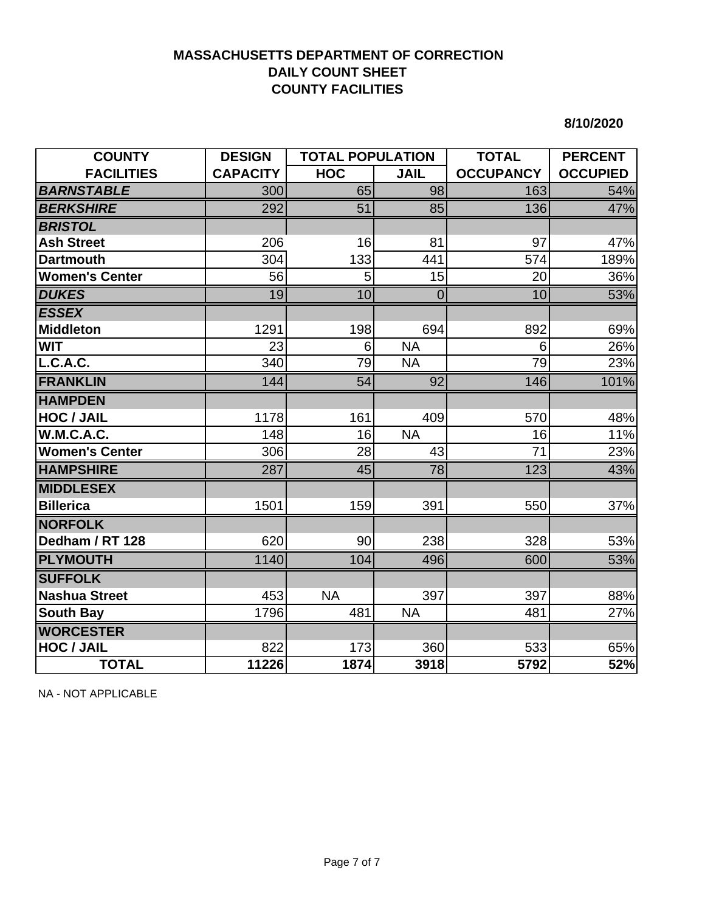# MASSACHUSETTS DEPARTMENT OF CORRECTION
## DAILY COUNT SHEET
## COUNTY FACILITIES

**8/10/2020**

| COUNTY FACILITIES | DESIGN CAPACITY | TOTAL POPULATION | | TOTAL OCCUPANCY | PERCENT OCCUPIED |
|---|---|---|---|---|---|
| | | HOC | JAIL | | |
| ***BARNSTABLE*** | 300 | 65 | 98 | 163 | 54% |
| ***BERKSHIRE*** | 292 | 51 | 85 | 136 | 47% |
| ***BRISTOL*** | | | | | |
| **Ash Street** | 206 | 16 | 81 | 97 | 47% |
| **Dartmouth** | 304 | 133 | 441 | 574 | 189% |
| **Women's Center** | 56 | 5 | 15 | 20 | 36% |
| ***DUKES*** | 19 | 10 | 0 | 10 | 53% |
| ***ESSEX*** | | | | | |
| **Middleton** | 1291 | 198 | 694 | 892 | 69% |
| **WIT** | 23 | 6 | NA | 6 | 26% |
| **L.C.A.C.** | 340 | 79 | NA | 79 | 23% |
| **FRANKLIN** | 144 | 54 | 92 | 146 | 101% |
| **HAMPDEN** | | | | | |
| **HOC / JAIL** | 1178 | 161 | 409 | 570 | 48% |
| **W.M.C.A.C.** | 148 | 16 | NA | 16 | 11% |
| **Women's Center** | 306 | 28 | 43 | 71 | 23% |
| **HAMPSHIRE** | 287 | 45 | 78 | 123 | 43% |
| **MIDDLESEX** | | | | | |
| **Billerica** | 1501 | 159 | 391 | 550 | 37% |
| **NORFOLK** | | | | | |
| **Dedham / RT 128** | 620 | 90 | 238 | 328 | 53% |
| **PLYMOUTH** | 1140 | 104 | 496 | 600 | 53% |
| **SUFFOLK** | | | | | |
| **Nashua Street** | 453 | NA | 397 | 397 | 88% |
| **South Bay** | 1796 | 481 | NA | 481 | 27% |
| **WORCESTER** | | | | | |
| **HOC / JAIL** | 822 | 173 | 360 | 533 | 65% |
| **TOTAL** | **11226** | **1874** | **3918** | **5792** | **52%** |

NA - NOT APPLICABLE